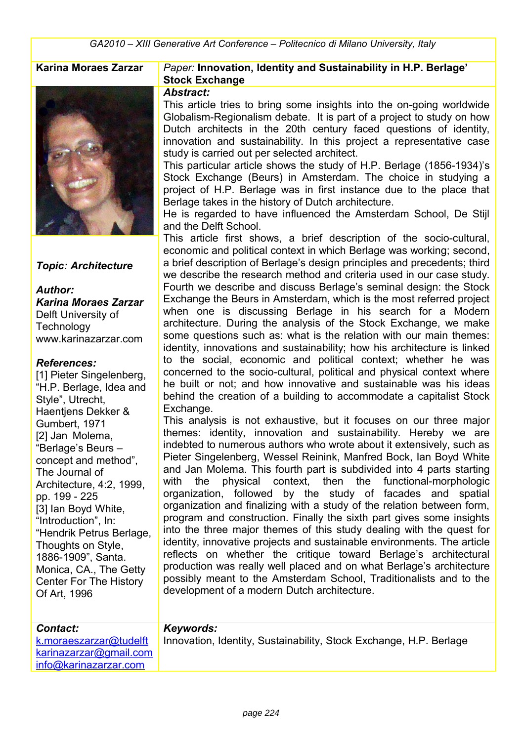Karina Moraes Zarzar

*Paper:* **Innovation, Identity and Sustainability in H.P. Berlage' Stock Exchange**

***Abstract:***

This article tries to bring some insights into the on-going worldwide Globalism-Regionalism debate. It is part of a project to study on how Dutch architects in the 20th century faced questions of identity, innovation and sustainability. In this project a representative case study is carried out per selected architect.

This particular article shows the study of H.P. Berlage (1856-1934)'s Stock Exchange (Beurs) in Amsterdam. The choice in studying a project of H.P. Berlage was in first instance due to the place that Berlage takes in the history of Dutch architecture.

He is regarded to have influenced the Amsterdam School, De Stijl and the Delft School.

This article first shows, a brief description of the socio-cultural, economic and political context in which Berlage was working; second, a brief description of Berlage's design principles and precedents; third we describe the research method and criteria used in our case study. Fourth we describe and discuss Berlage's seminal design: the Stock Exchange the Beurs in Amsterdam, which is the most referred project when one is discussing Berlage in his search for a Modern architecture. During the analysis of the Stock Exchange, we make some questions such as: what is the relation with our main themes: identity, innovations and sustainability; how his architecture is linked to the social, economic and political context; whether he was concerned to the socio-cultural, political and physical context where he built or not; and how innovative and sustainable was his ideas behind the creation of a building to accommodate a capitalist Stock Exchange.

This analysis is not exhaustive, but it focuses on our three major themes: identity, innovation and sustainability. Hereby we are indebted to numerous authors who wrote about it extensively, such as Pieter Singelenberg, Wessel Reinink, Manfred Bock, Ian Boyd White and Jan Molema. This fourth part is subdivided into 4 parts starting with the physical context, then the functional-morphologic organization, followed by the study of facades and spatial organization and finalizing with a study of the relation between form, program and construction. Finally the sixth part gives some insights into the three major themes of this study dealing with the quest for identity, innovative projects and sustainable environments. The article reflects on whether the critique toward Berlage's architectural production was really well placed and on what Berlage's architecture possibly meant to the Amsterdam School, Traditionalists and to the development of a modern Dutch architecture.

***Topic: Architecture***

***Author:***
***Karina Moraes Zarzar***
Delft University of Technology
www.karinazarzar.com

***References:***

[1] Pieter Singelenberg, "H.P. Berlage, Idea and Style", Utrecht, Haentjens Dekker & Gumbert, 1971

[2] Jan Molema, "Berlage's Beurs – concept and method", The Journal of Architecture, 4:2, 1999, pp. 199 - 225

[3] Ian Boyd White, "Introduction", In: "Hendrik Petrus Berlage, Thoughts on Style, 1886-1909", Santa. Monica, CA., The Getty Center For The History Of Art, 1996

***Contact:***
k.moraeszarzar@tudelft
karinazarzar@gmail.com
info@karinazarzar.com

***Keywords:***
Innovation, Identity, Sustainability, Stock Exchange, H.P. Berlage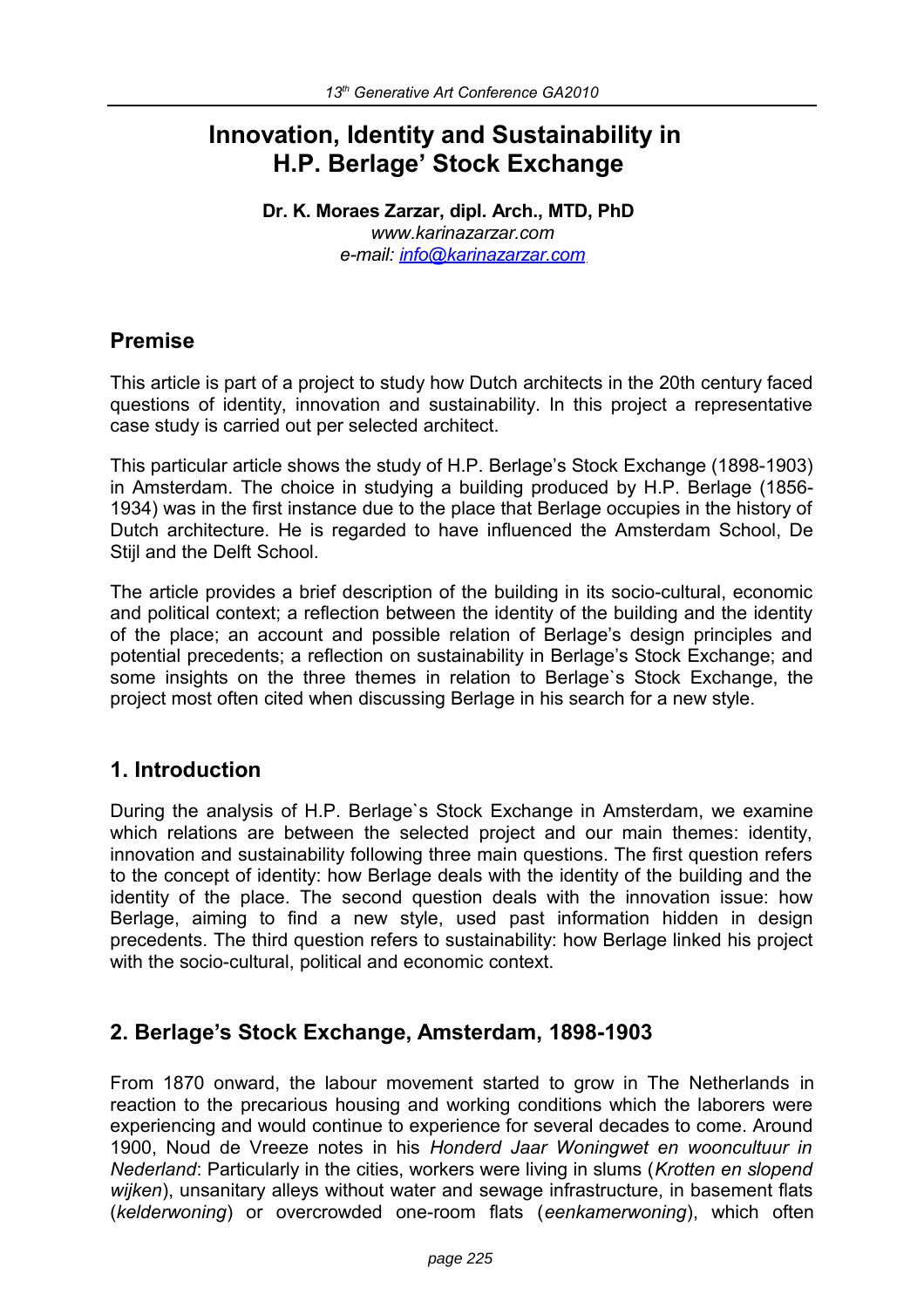# Innovation, Identity and Sustainability in H.P. Berlage' Stock Exchange

**Dr. K. Moraes Zarzar, dipl. Arch., MTD, PhD**
*www.karinazarzar.com*
*e-mail: info@karinazarzar.com*

## Premise

This article is part of a project to study how Dutch architects in the 20th century faced questions of identity, innovation and sustainability. In this project a representative case study is carried out per selected architect.

This particular article shows the study of H.P. Berlage's Stock Exchange (1898-1903) in Amsterdam. The choice in studying a building produced by H.P. Berlage (1856-1934) was in the first instance due to the place that Berlage occupies in the history of Dutch architecture. He is regarded to have influenced the Amsterdam School, De Stijl and the Delft School.

The article provides a brief description of the building in its socio-cultural, economic and political context; a reflection between the identity of the building and the identity of the place; an account and possible relation of Berlage's design principles and potential precedents; a reflection on sustainability in Berlage's Stock Exchange; and some insights on the three themes in relation to Berlage`s Stock Exchange, the project most often cited when discussing Berlage in his search for a new style.

## 1. Introduction

During the analysis of H.P. Berlage`s Stock Exchange in Amsterdam, we examine which relations are between the selected project and our main themes: identity, innovation and sustainability following three main questions. The first question refers to the concept of identity: how Berlage deals with the identity of the building and the identity of the place. The second question deals with the innovation issue: how Berlage, aiming to find a new style, used past information hidden in design precedents. The third question refers to sustainability: how Berlage linked his project with the socio-cultural, political and economic context.

## 2. Berlage's Stock Exchange, Amsterdam, 1898-1903

From 1870 onward, the labour movement started to grow in The Netherlands in reaction to the precarious housing and working conditions which the laborers were experiencing and would continue to experience for several decades to come. Around 1900, Noud de Vreeze notes in his *Honderd Jaar Woningwet en wooncultuur in Nederland*: Particularly in the cities, workers were living in slums (*Krotten en slopend wijken*), unsanitary alleys without water and sewage infrastructure, in basement flats (*kelderwoning*) or overcrowded one-room flats (*eenkamerwoning*), which often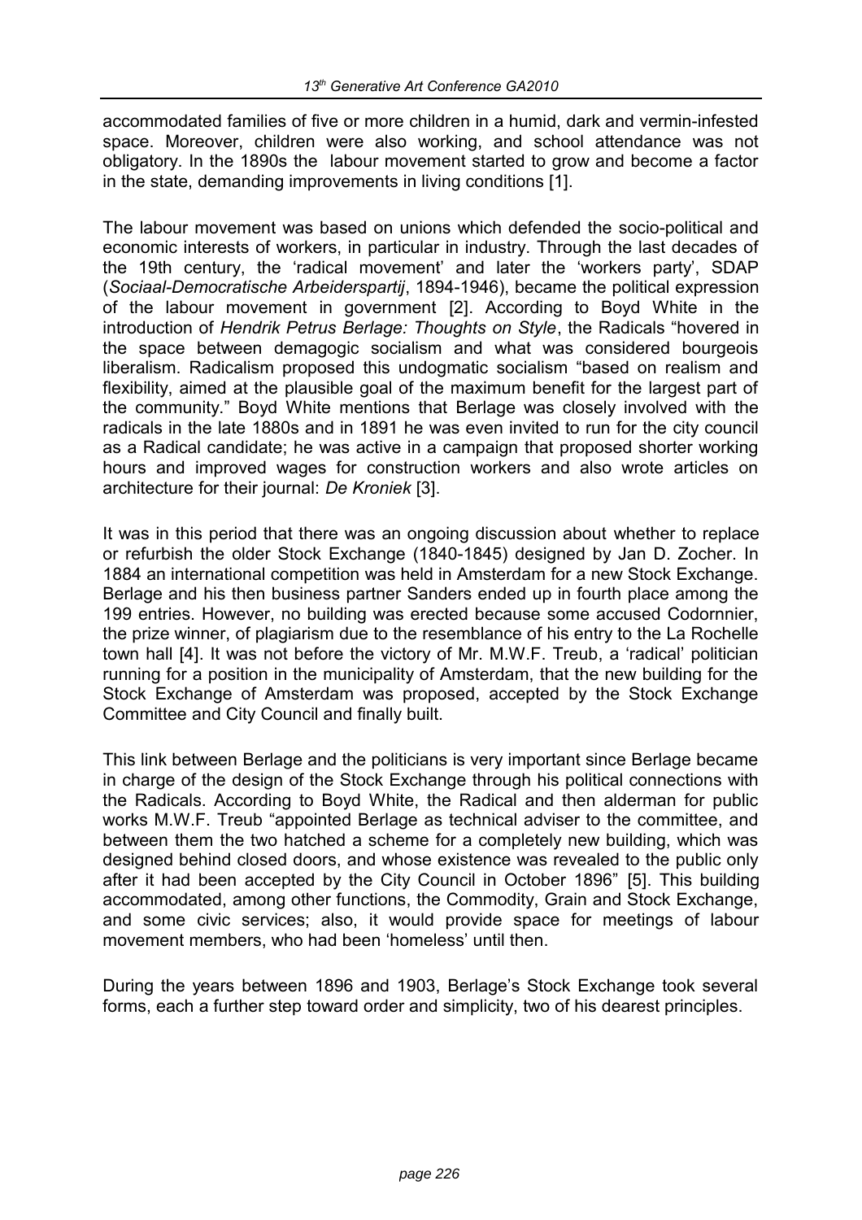accommodated families of five or more children in a humid, dark and vermin-infested space. Moreover, children were also working, and school attendance was not obligatory. In the 1890s the labour movement started to grow and become a factor in the state, demanding improvements in living conditions [1].

The labour movement was based on unions which defended the socio-political and economic interests of workers, in particular in industry. Through the last decades of the 19th century, the 'radical movement' and later the 'workers party', SDAP (*Sociaal-Democratische Arbeiderspartij*, 1894-1946), became the political expression of the labour movement in government [2]. According to Boyd White in the introduction of *Hendrik Petrus Berlage: Thoughts on Style*, the Radicals "hovered in the space between demagogic socialism and what was considered bourgeois liberalism. Radicalism proposed this undogmatic socialism "based on realism and flexibility, aimed at the plausible goal of the maximum benefit for the largest part of the community." Boyd White mentions that Berlage was closely involved with the radicals in the late 1880s and in 1891 he was even invited to run for the city council as a Radical candidate; he was active in a campaign that proposed shorter working hours and improved wages for construction workers and also wrote articles on architecture for their journal: *De Kroniek* [3].

It was in this period that there was an ongoing discussion about whether to replace or refurbish the older Stock Exchange (1840-1845) designed by Jan D. Zocher. In 1884 an international competition was held in Amsterdam for a new Stock Exchange. Berlage and his then business partner Sanders ended up in fourth place among the 199 entries. However, no building was erected because some accused Codornnier, the prize winner, of plagiarism due to the resemblance of his entry to the La Rochelle town hall [4]. It was not before the victory of Mr. M.W.F. Treub, a 'radical' politician running for a position in the municipality of Amsterdam, that the new building for the Stock Exchange of Amsterdam was proposed, accepted by the Stock Exchange Committee and City Council and finally built.

This link between Berlage and the politicians is very important since Berlage became in charge of the design of the Stock Exchange through his political connections with the Radicals. According to Boyd White, the Radical and then alderman for public works M.W.F. Treub "appointed Berlage as technical adviser to the committee, and between them the two hatched a scheme for a completely new building, which was designed behind closed doors, and whose existence was revealed to the public only after it had been accepted by the City Council in October 1896" [5]. This building accommodated, among other functions, the Commodity, Grain and Stock Exchange, and some civic services; also, it would provide space for meetings of labour movement members, who had been 'homeless' until then.

During the years between 1896 and 1903, Berlage's Stock Exchange took several forms, each a further step toward order and simplicity, two of his dearest principles.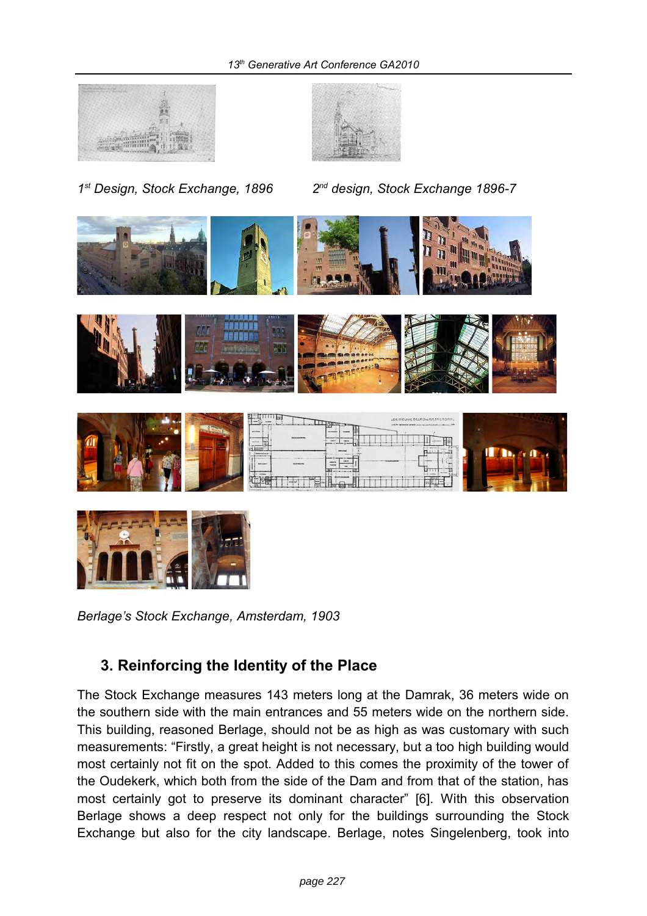1st Design, Stock Exchange, 1896

2nd design, Stock Exchange 1896-7

Berlage's Stock Exchange, Amsterdam, 1903

## 3. Reinforcing the Identity of the Place

The Stock Exchange measures 143 meters long at the Damrak, 36 meters wide on the southern side with the main entrances and 55 meters wide on the northern side. This building, reasoned Berlage, should not be as high as was customary with such measurements: "Firstly, a great height is not necessary, but a too high building would most certainly not fit on the spot. Added to this comes the proximity of the tower of the Oudekerk, which both from the side of the Dam and from that of the station, has most certainly got to preserve its dominant character" [6]. With this observation Berlage shows a deep respect not only for the buildings surrounding the Stock Exchange but also for the city landscape. Berlage, notes Singelenberg, took into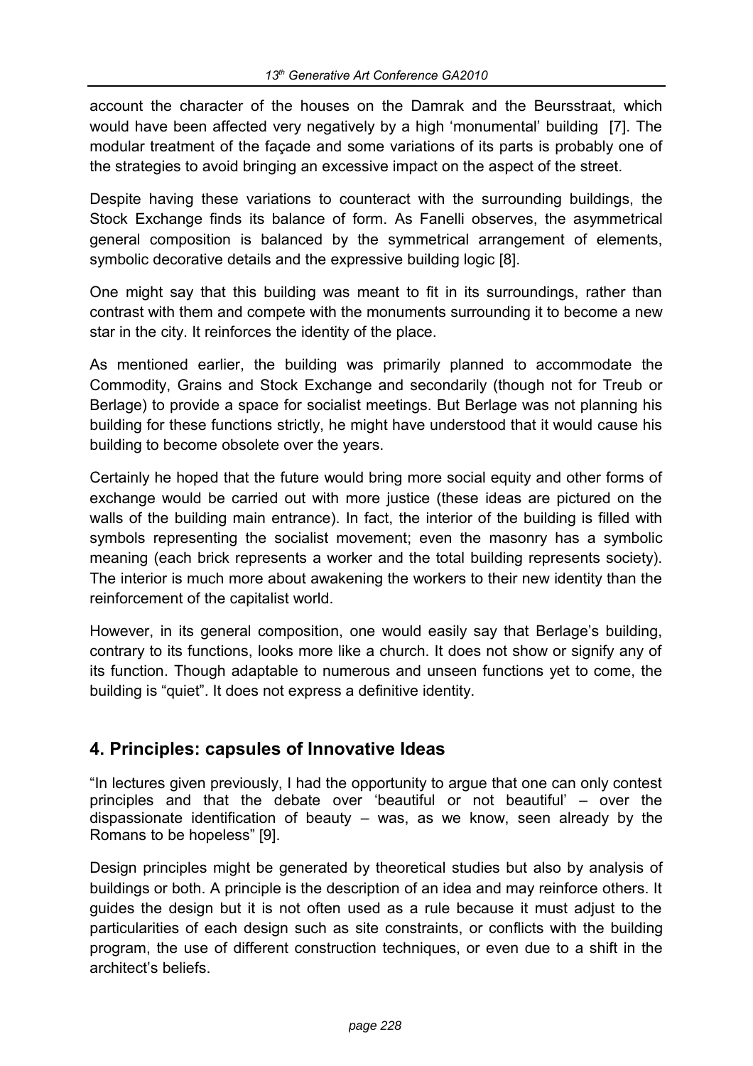account the character of the houses on the Damrak and the Beursstraat, which would have been affected very negatively by a high 'monumental' building [7]. The modular treatment of the façade and some variations of its parts is probably one of the strategies to avoid bringing an excessive impact on the aspect of the street.

Despite having these variations to counteract with the surrounding buildings, the Stock Exchange finds its balance of form. As Fanelli observes, the asymmetrical general composition is balanced by the symmetrical arrangement of elements, symbolic decorative details and the expressive building logic [8].

One might say that this building was meant to fit in its surroundings, rather than contrast with them and compete with the monuments surrounding it to become a new star in the city. It reinforces the identity of the place.

As mentioned earlier, the building was primarily planned to accommodate the Commodity, Grains and Stock Exchange and secondarily (though not for Treub or Berlage) to provide a space for socialist meetings. But Berlage was not planning his building for these functions strictly, he might have understood that it would cause his building to become obsolete over the years.

Certainly he hoped that the future would bring more social equity and other forms of exchange would be carried out with more justice (these ideas are pictured on the walls of the building main entrance). In fact, the interior of the building is filled with symbols representing the socialist movement; even the masonry has a symbolic meaning (each brick represents a worker and the total building represents society). The interior is much more about awakening the workers to their new identity than the reinforcement of the capitalist world.

However, in its general composition, one would easily say that Berlage's building, contrary to its functions, looks more like a church. It does not show or signify any of its function. Though adaptable to numerous and unseen functions yet to come, the building is "quiet". It does not express a definitive identity.

## 4. Principles: capsules of Innovative Ideas

"In lectures given previously, I had the opportunity to argue that one can only contest principles and that the debate over 'beautiful or not beautiful' – over the dispassionate identification of beauty – was, as we know, seen already by the Romans to be hopeless" [9].

Design principles might be generated by theoretical studies but also by analysis of buildings or both. A principle is the description of an idea and may reinforce others. It guides the design but it is not often used as a rule because it must adjust to the particularities of each design such as site constraints, or conflicts with the building program, the use of different construction techniques, or even due to a shift in the architect's beliefs.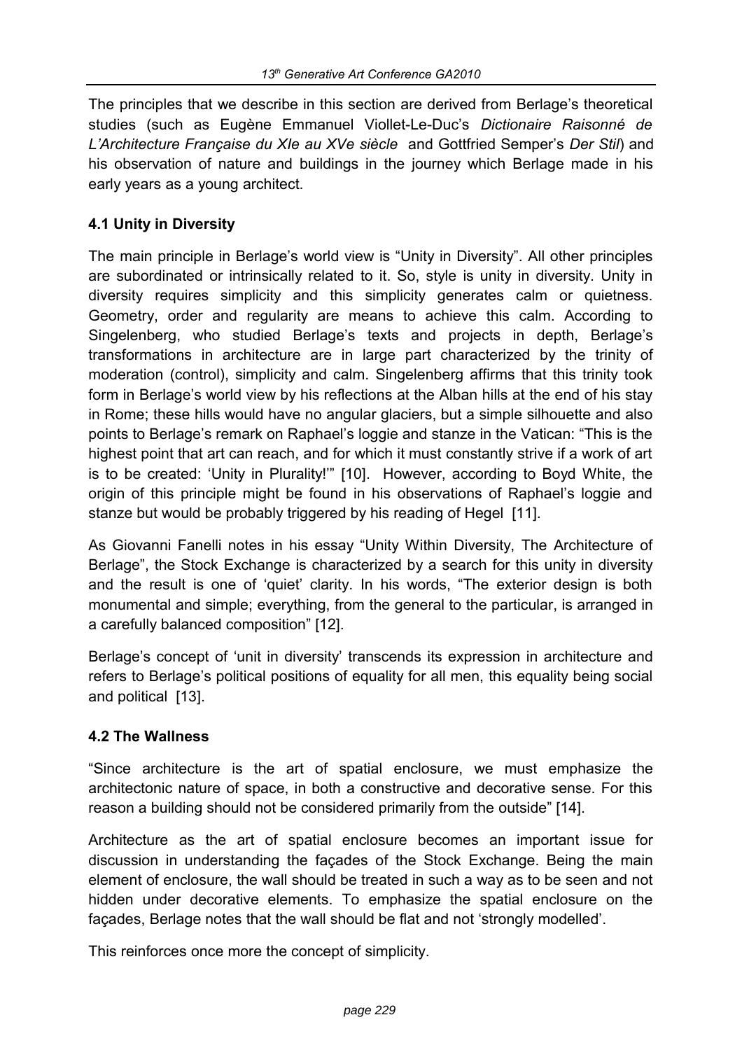The principles that we describe in this section are derived from Berlage's theoretical studies (such as Eugène Emmanuel Viollet-Le-Duc's *Dictionaire Raisonné de L'Architecture Française du XIe au XVe siècle* and Gottfried Semper's *Der Stil*) and his observation of nature and buildings in the journey which Berlage made in his early years as a young architect.

### 4.1 Unity in Diversity

The main principle in Berlage's world view is "Unity in Diversity". All other principles are subordinated or intrinsically related to it. So, style is unity in diversity. Unity in diversity requires simplicity and this simplicity generates calm or quietness. Geometry, order and regularity are means to achieve this calm. According to Singelenberg, who studied Berlage's texts and projects in depth, Berlage's transformations in architecture are in large part characterized by the trinity of moderation (control), simplicity and calm. Singelenberg affirms that this trinity took form in Berlage's world view by his reflections at the Alban hills at the end of his stay in Rome; these hills would have no angular glaciers, but a simple silhouette and also points to Berlage's remark on Raphael's loggie and stanze in the Vatican: "This is the highest point that art can reach, and for which it must constantly strive if a work of art is to be created: 'Unity in Plurality!'" [10]. However, according to Boyd White, the origin of this principle might be found in his observations of Raphael's loggie and stanze but would be probably triggered by his reading of Hegel [11].

As Giovanni Fanelli notes in his essay "Unity Within Diversity, The Architecture of Berlage", the Stock Exchange is characterized by a search for this unity in diversity and the result is one of 'quiet' clarity. In his words, "The exterior design is both monumental and simple; everything, from the general to the particular, is arranged in a carefully balanced composition" [12].

Berlage's concept of 'unit in diversity' transcends its expression in architecture and refers to Berlage's political positions of equality for all men, this equality being social and political [13].

### 4.2 The Wallness

"Since architecture is the art of spatial enclosure, we must emphasize the architectonic nature of space, in both a constructive and decorative sense. For this reason a building should not be considered primarily from the outside" [14].

Architecture as the art of spatial enclosure becomes an important issue for discussion in understanding the façades of the Stock Exchange. Being the main element of enclosure, the wall should be treated in such a way as to be seen and not hidden under decorative elements. To emphasize the spatial enclosure on the façades, Berlage notes that the wall should be flat and not 'strongly modelled'.

This reinforces once more the concept of simplicity.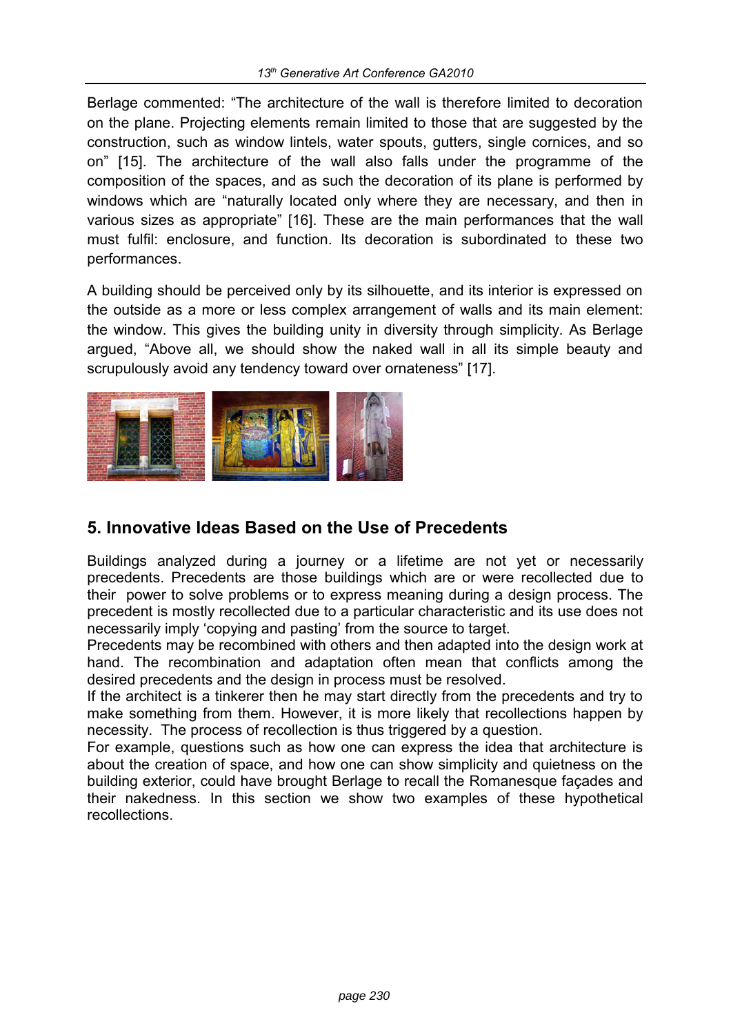Berlage commented: "The architecture of the wall is therefore limited to decoration on the plane. Projecting elements remain limited to those that are suggested by the construction, such as window lintels, water spouts, gutters, single cornices, and so on" [15]. The architecture of the wall also falls under the programme of the composition of the spaces, and as such the decoration of its plane is performed by windows which are "naturally located only where they are necessary, and then in various sizes as appropriate" [16]. These are the main performances that the wall must fulfil: enclosure, and function. Its decoration is subordinated to these two performances.

A building should be perceived only by its silhouette, and its interior is expressed on the outside as a more or less complex arrangement of walls and its main element: the window. This gives the building unity in diversity through simplicity. As Berlage argued, "Above all, we should show the naked wall in all its simple beauty and scrupulously avoid any tendency toward over ornateness" [17].

## 5. Innovative Ideas Based on the Use of Precedents

Buildings analyzed during a journey or a lifetime are not yet or necessarily precedents. Precedents are those buildings which are or were recollected due to their power to solve problems or to express meaning during a design process. The precedent is mostly recollected due to a particular characteristic and its use does not necessarily imply 'copying and pasting' from the source to target.

Precedents may be recombined with others and then adapted into the design work at hand. The recombination and adaptation often mean that conflicts among the desired precedents and the design in process must be resolved.

If the architect is a tinkerer then he may start directly from the precedents and try to make something from them. However, it is more likely that recollections happen by necessity. The process of recollection is thus triggered by a question.

For example, questions such as how one can express the idea that architecture is about the creation of space, and how one can show simplicity and quietness on the building exterior, could have brought Berlage to recall the Romanesque façades and their nakedness. In this section we show two examples of these hypothetical recollections.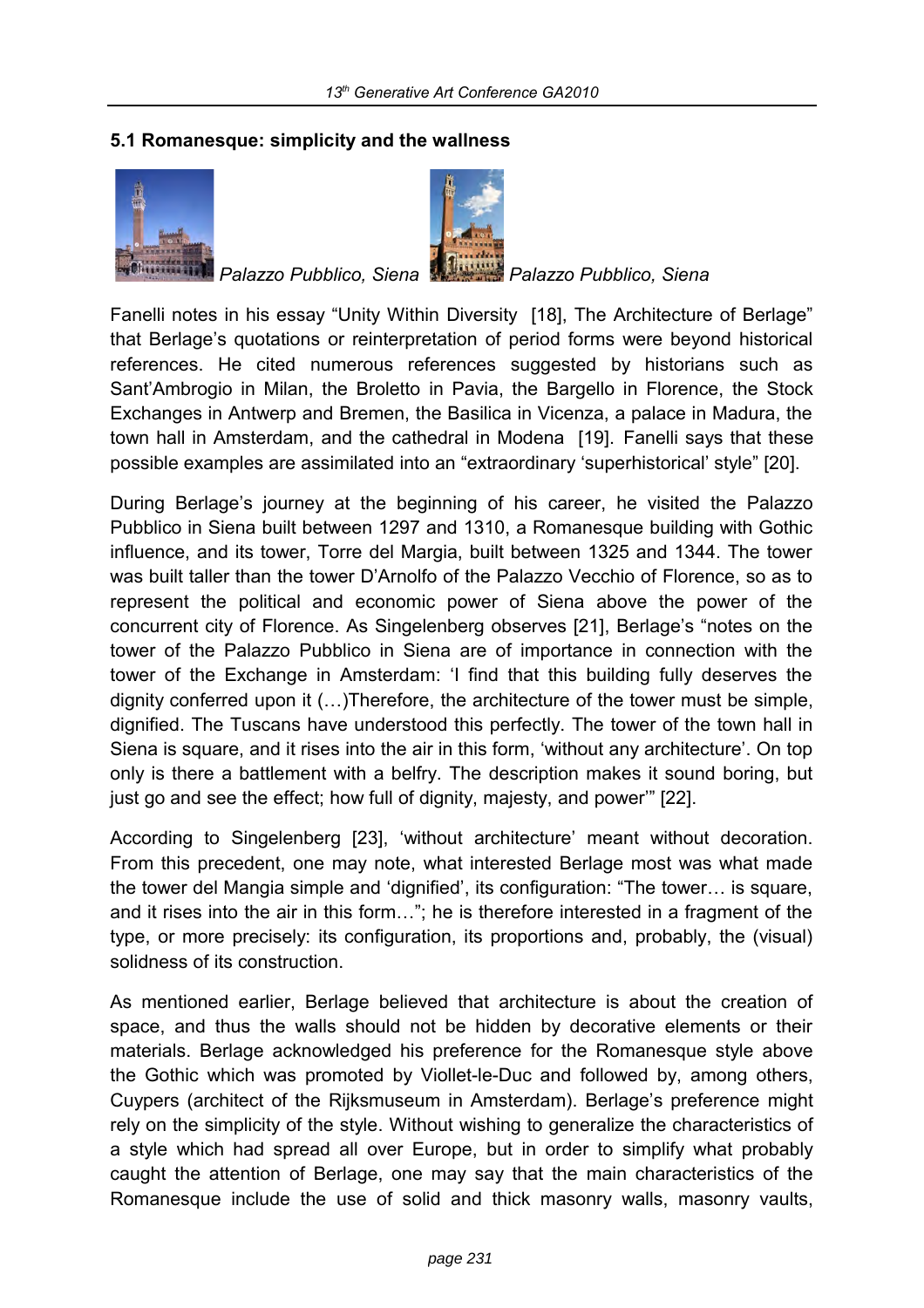### 5.1 Romanesque: simplicity and the wallness

*Palazzo Pubblico, Siena* *Palazzo Pubblico, Siena*

Fanelli notes in his essay "Unity Within Diversity [18], The Architecture of Berlage" that Berlage's quotations or reinterpretation of period forms were beyond historical references. He cited numerous references suggested by historians such as Sant'Ambrogio in Milan, the Broletto in Pavia, the Bargello in Florence, the Stock Exchanges in Antwerp and Bremen, the Basilica in Vicenza, a palace in Madura, the town hall in Amsterdam, and the cathedral in Modena [19]. Fanelli says that these possible examples are assimilated into an "extraordinary 'superhistorical' style" [20].

During Berlage's journey at the beginning of his career, he visited the Palazzo Pubblico in Siena built between 1297 and 1310, a Romanesque building with Gothic influence, and its tower, Torre del Margia, built between 1325 and 1344. The tower was built taller than the tower D'Arnolfo of the Palazzo Vecchio of Florence, so as to represent the political and economic power of Siena above the power of the concurrent city of Florence. As Singelenberg observes [21], Berlage's "notes on the tower of the Palazzo Pubblico in Siena are of importance in connection with the tower of the Exchange in Amsterdam: 'I find that this building fully deserves the dignity conferred upon it (…)Therefore, the architecture of the tower must be simple, dignified. The Tuscans have understood this perfectly. The tower of the town hall in Siena is square, and it rises into the air in this form, 'without any architecture'. On top only is there a battlement with a belfry. The description makes it sound boring, but just go and see the effect; how full of dignity, majesty, and power'" [22].

According to Singelenberg [23], 'without architecture' meant without decoration. From this precedent, one may note, what interested Berlage most was what made the tower del Mangia simple and 'dignified', its configuration: "The tower… is square, and it rises into the air in this form…"; he is therefore interested in a fragment of the type, or more precisely: its configuration, its proportions and, probably, the (visual) solidness of its construction.

As mentioned earlier, Berlage believed that architecture is about the creation of space, and thus the walls should not be hidden by decorative elements or their materials. Berlage acknowledged his preference for the Romanesque style above the Gothic which was promoted by Viollet-le-Duc and followed by, among others, Cuypers (architect of the Rijksmuseum in Amsterdam). Berlage's preference might rely on the simplicity of the style. Without wishing to generalize the characteristics of a style which had spread all over Europe, but in order to simplify what probably caught the attention of Berlage, one may say that the main characteristics of the Romanesque include the use of solid and thick masonry walls, masonry vaults,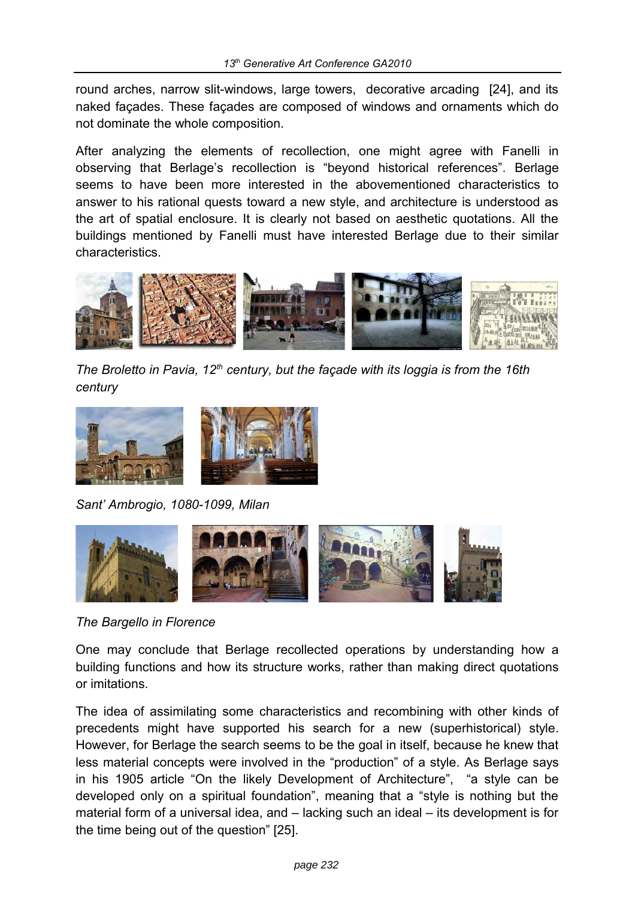round arches, narrow slit-windows, large towers, decorative arcading [24], and its naked façades. These façades are composed of windows and ornaments which do not dominate the whole composition.

After analyzing the elements of recollection, one might agree with Fanelli in observing that Berlage's recollection is "beyond historical references". Berlage seems to have been more interested in the abovementioned characteristics to answer to his rational quests toward a new style, and architecture is understood as the art of spatial enclosure. It is clearly not based on aesthetic quotations. All the buildings mentioned by Fanelli must have interested Berlage due to their similar characteristics.

*The Broletto in Pavia, 12th century, but the façade with its loggia is from the 16th century*

*Sant' Ambrogio, 1080-1099, Milan*

*The Bargello in Florence*

One may conclude that Berlage recollected operations by understanding how a building functions and how its structure works, rather than making direct quotations or imitations.

The idea of assimilating some characteristics and recombining with other kinds of precedents might have supported his search for a new (superhistorical) style. However, for Berlage the search seems to be the goal in itself, because he knew that less material concepts were involved in the "production" of a style. As Berlage says in his 1905 article "On the likely Development of Architecture", "a style can be developed only on a spiritual foundation", meaning that a "style is nothing but the material form of a universal idea, and – lacking such an ideal – its development is for the time being out of the question" [25].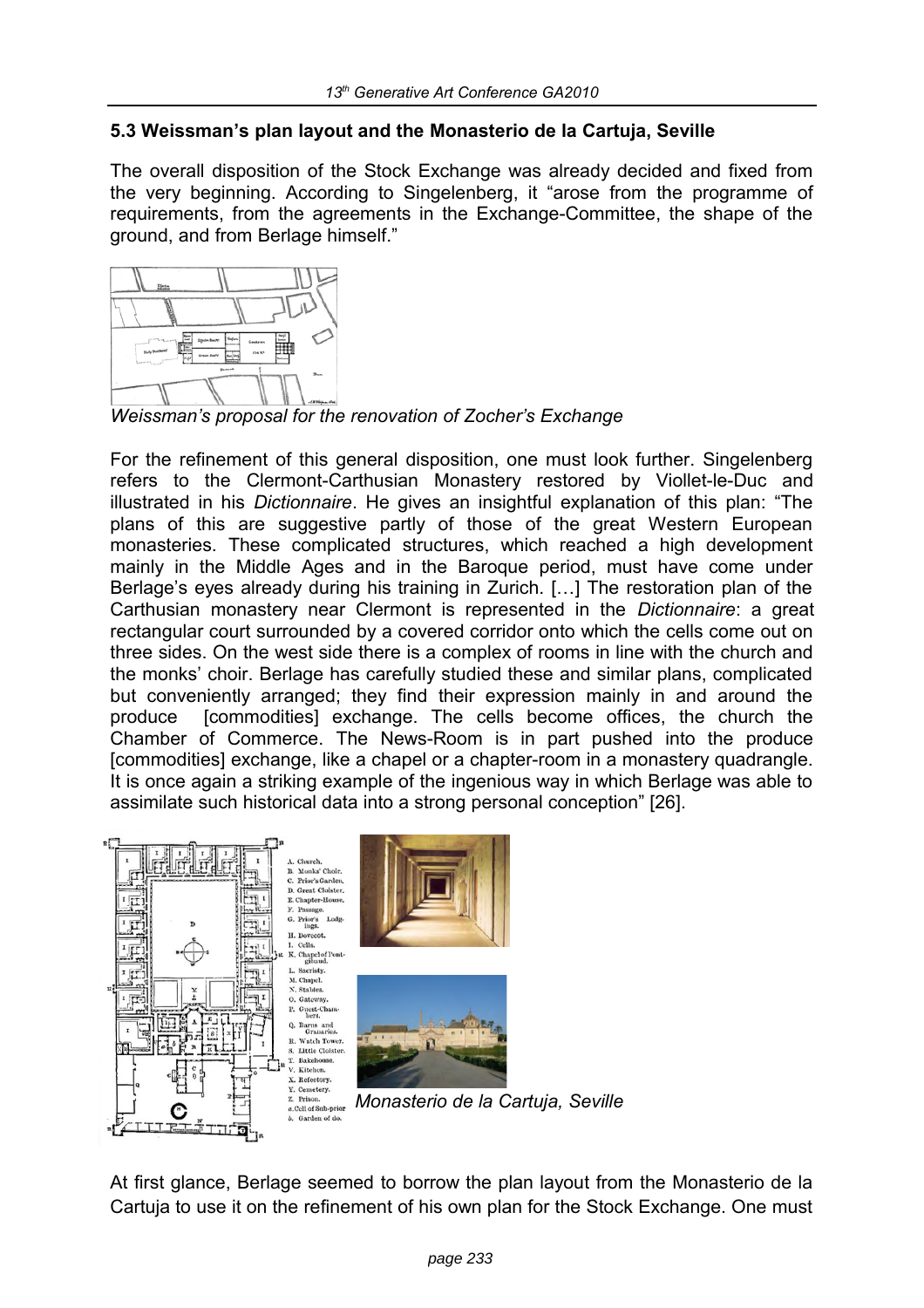### 5.3 Weissman's plan layout and the Monasterio de la Cartuja, Seville

The overall disposition of the Stock Exchange was already decided and fixed from the very beginning. According to Singelenberg, it "arose from the programme of requirements, from the agreements in the Exchange-Committee, the shape of the ground, and from Berlage himself."

*Weissman's proposal for the renovation of Zocher's Exchange*

For the refinement of this general disposition, one must look further. Singelenberg refers to the Clermont-Carthusian Monastery restored by Viollet-le-Duc and illustrated in his *Dictionnaire*. He gives an insightful explanation of this plan: "The plans of this are suggestive partly of those of the great Western European monasteries. These complicated structures, which reached a high development mainly in the Middle Ages and in the Baroque period, must have come under Berlage's eyes already during his training in Zurich. […] The restoration plan of the Carthusian monastery near Clermont is represented in the *Dictionnaire*: a great rectangular court surrounded by a covered corridor onto which the cells come out on three sides. On the west side there is a complex of rooms in line with the church and the monks' choir. Berlage has carefully studied these and similar plans, complicated but conveniently arranged; they find their expression mainly in and around the produce [commodities] exchange. The cells become offices, the church the Chamber of Commerce. The News-Room is in part pushed into the produce [commodities] exchange, like a chapel or a chapter-room in a monastery quadrangle. It is once again a striking example of the ingenious way in which Berlage was able to assimilate such historical data into a strong personal conception" [26].

*Monasterio de la Cartuja, Seville*

At first glance, Berlage seemed to borrow the plan layout from the Monasterio de la Cartuja to use it on the refinement of his own plan for the Stock Exchange. One must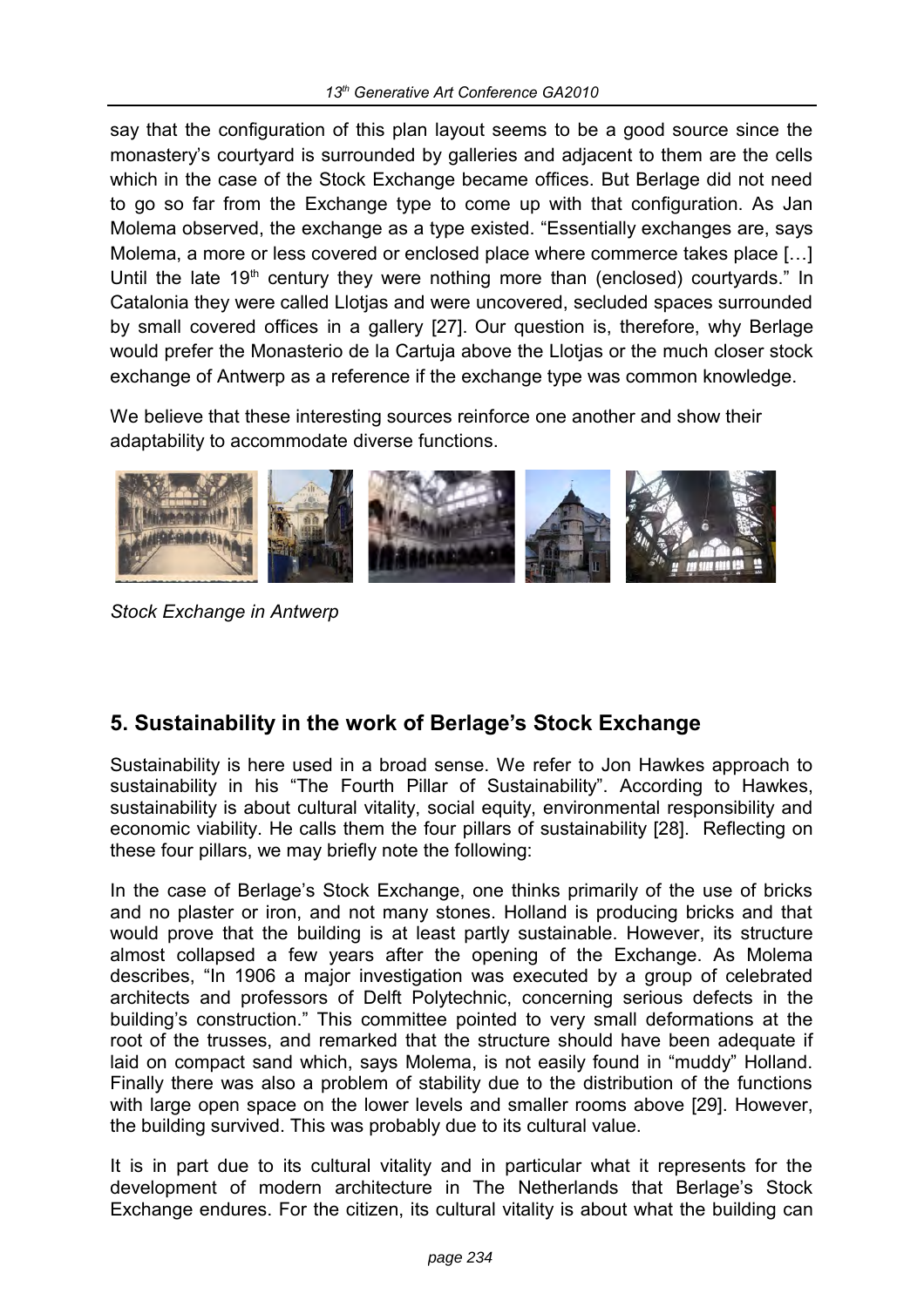say that the configuration of this plan layout seems to be a good source since the monastery's courtyard is surrounded by galleries and adjacent to them are the cells which in the case of the Stock Exchange became offices. But Berlage did not need to go so far from the Exchange type to come up with that configuration. As Jan Molema observed, the exchange as a type existed. "Essentially exchanges are, says Molema, a more or less covered or enclosed place where commerce takes place […] Until the late 19th century they were nothing more than (enclosed) courtyards." In Catalonia they were called Llotjas and were uncovered, secluded spaces surrounded by small covered offices in a gallery [27]. Our question is, therefore, why Berlage would prefer the Monasterio de la Cartuja above the Llotjas or the much closer stock exchange of Antwerp as a reference if the exchange type was common knowledge.

We believe that these interesting sources reinforce one another and show their adaptability to accommodate diverse functions.

*Stock Exchange in Antwerp*

## 5. Sustainability in the work of Berlage's Stock Exchange

Sustainability is here used in a broad sense. We refer to Jon Hawkes approach to sustainability in his "The Fourth Pillar of Sustainability". According to Hawkes, sustainability is about cultural vitality, social equity, environmental responsibility and economic viability. He calls them the four pillars of sustainability [28]. Reflecting on these four pillars, we may briefly note the following:

In the case of Berlage's Stock Exchange, one thinks primarily of the use of bricks and no plaster or iron, and not many stones. Holland is producing bricks and that would prove that the building is at least partly sustainable. However, its structure almost collapsed a few years after the opening of the Exchange. As Molema describes, "In 1906 a major investigation was executed by a group of celebrated architects and professors of Delft Polytechnic, concerning serious defects in the building's construction." This committee pointed to very small deformations at the root of the trusses, and remarked that the structure should have been adequate if laid on compact sand which, says Molema, is not easily found in "muddy" Holland. Finally there was also a problem of stability due to the distribution of the functions with large open space on the lower levels and smaller rooms above [29]. However, the building survived. This was probably due to its cultural value.

It is in part due to its cultural vitality and in particular what it represents for the development of modern architecture in The Netherlands that Berlage's Stock Exchange endures. For the citizen, its cultural vitality is about what the building can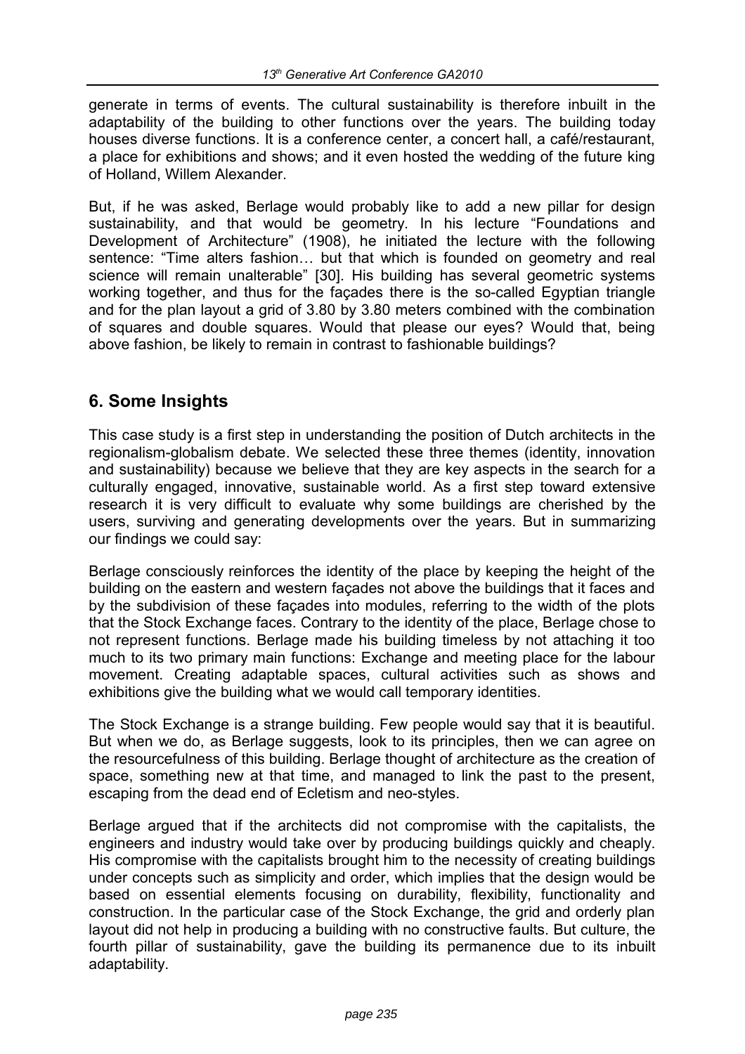generate in terms of events. The cultural sustainability is therefore inbuilt in the adaptability of the building to other functions over the years. The building today houses diverse functions. It is a conference center, a concert hall, a café/restaurant, a place for exhibitions and shows; and it even hosted the wedding of the future king of Holland, Willem Alexander.

But, if he was asked, Berlage would probably like to add a new pillar for design sustainability, and that would be geometry. In his lecture “Foundations and Development of Architecture” (1908), he initiated the lecture with the following sentence: “Time alters fashion… but that which is founded on geometry and real science will remain unalterable” [30]. His building has several geometric systems working together, and thus for the façades there is the so-called Egyptian triangle and for the plan layout a grid of 3.80 by 3.80 meters combined with the combination of squares and double squares. Would that please our eyes? Would that, being above fashion, be likely to remain in contrast to fashionable buildings?

## 6. Some Insights

This case study is a first step in understanding the position of Dutch architects in the regionalism-globalism debate. We selected these three themes (identity, innovation and sustainability) because we believe that they are key aspects in the search for a culturally engaged, innovative, sustainable world. As a first step toward extensive research it is very difficult to evaluate why some buildings are cherished by the users, surviving and generating developments over the years. But in summarizing our findings we could say:

Berlage consciously reinforces the identity of the place by keeping the height of the building on the eastern and western façades not above the buildings that it faces and by the subdivision of these façades into modules, referring to the width of the plots that the Stock Exchange faces. Contrary to the identity of the place, Berlage chose to not represent functions. Berlage made his building timeless by not attaching it too much to its two primary main functions: Exchange and meeting place for the labour movement. Creating adaptable spaces, cultural activities such as shows and exhibitions give the building what we would call temporary identities.

The Stock Exchange is a strange building. Few people would say that it is beautiful. But when we do, as Berlage suggests, look to its principles, then we can agree on the resourcefulness of this building. Berlage thought of architecture as the creation of space, something new at that time, and managed to link the past to the present, escaping from the dead end of Ecletism and neo-styles.

Berlage argued that if the architects did not compromise with the capitalists, the engineers and industry would take over by producing buildings quickly and cheaply. His compromise with the capitalists brought him to the necessity of creating buildings under concepts such as simplicity and order, which implies that the design would be based on essential elements focusing on durability, flexibility, functionality and construction. In the particular case of the Stock Exchange, the grid and orderly plan layout did not help in producing a building with no constructive faults. But culture, the fourth pillar of sustainability, gave the building its permanence due to its inbuilt adaptability.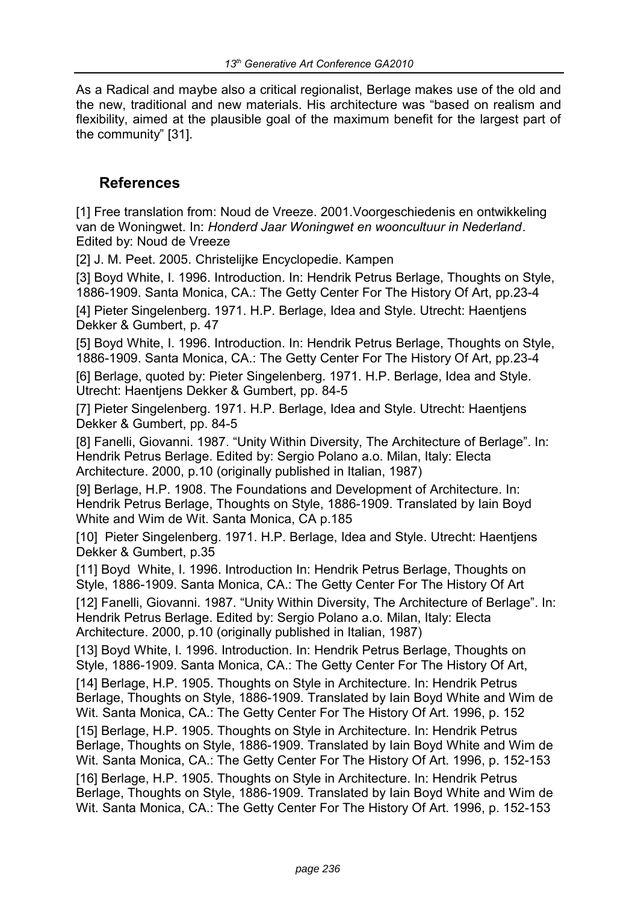As a Radical and maybe also a critical regionalist, Berlage makes use of the old and the new, traditional and new materials. His architecture was "based on realism and flexibility, aimed at the plausible goal of the maximum benefit for the largest part of the community" [31].

## References

[1] Free translation from: Noud de Vreeze. 2001.Voorgeschiedenis en ontwikkeling van de Woningwet. In: *Honderd Jaar Woningwet en wooncultuur in Nederland*. Edited by: Noud de Vreeze

[2] J. M. Peet. 2005. Christelijke Encyclopedie. Kampen

[3] Boyd White, I. 1996. Introduction. In: Hendrik Petrus Berlage, Thoughts on Style, 1886-1909. Santa Monica, CA.: The Getty Center For The History Of Art, pp.23-4

[4] Pieter Singelenberg. 1971. H.P. Berlage, Idea and Style. Utrecht: Haentjens Dekker & Gumbert, p. 47

[5] Boyd White, I. 1996. Introduction. In: Hendrik Petrus Berlage, Thoughts on Style, 1886-1909. Santa Monica, CA.: The Getty Center For The History Of Art, pp.23-4

[6] Berlage, quoted by: Pieter Singelenberg. 1971. H.P. Berlage, Idea and Style. Utrecht: Haentjens Dekker & Gumbert, pp. 84-5

[7] Pieter Singelenberg. 1971. H.P. Berlage, Idea and Style. Utrecht: Haentjens Dekker & Gumbert, pp. 84-5

[8] Fanelli, Giovanni. 1987. "Unity Within Diversity, The Architecture of Berlage". In: Hendrik Petrus Berlage. Edited by: Sergio Polano a.o. Milan, Italy: Electa Architecture. 2000, p.10 (originally published in Italian, 1987)

[9] Berlage, H.P. 1908. The Foundations and Development of Architecture. In: Hendrik Petrus Berlage, Thoughts on Style, 1886-1909. Translated by Iain Boyd White and Wim de Wit. Santa Monica, CA p.185

[10] Pieter Singelenberg. 1971. H.P. Berlage, Idea and Style. Utrecht: Haentjens Dekker & Gumbert, p.35

[11] Boyd White, I. 1996. Introduction In: Hendrik Petrus Berlage, Thoughts on Style, 1886-1909. Santa Monica, CA.: The Getty Center For The History Of Art

[12] Fanelli, Giovanni. 1987. "Unity Within Diversity, The Architecture of Berlage". In: Hendrik Petrus Berlage. Edited by: Sergio Polano a.o. Milan, Italy: Electa Architecture. 2000, p.10 (originally published in Italian, 1987)

[13] Boyd White, I. 1996. Introduction. In: Hendrik Petrus Berlage, Thoughts on Style, 1886-1909. Santa Monica, CA.: The Getty Center For The History Of Art,

[14] Berlage, H.P. 1905. Thoughts on Style in Architecture. In: Hendrik Petrus Berlage, Thoughts on Style, 1886-1909. Translated by Iain Boyd White and Wim de Wit. Santa Monica, CA.: The Getty Center For The History Of Art. 1996, p. 152

[15] Berlage, H.P. 1905. Thoughts on Style in Architecture. In: Hendrik Petrus Berlage, Thoughts on Style, 1886-1909. Translated by Iain Boyd White and Wim de Wit. Santa Monica, CA.: The Getty Center For The History Of Art. 1996, p. 152-153

[16] Berlage, H.P. 1905. Thoughts on Style in Architecture. In: Hendrik Petrus Berlage, Thoughts on Style, 1886-1909. Translated by Iain Boyd White and Wim de Wit. Santa Monica, CA.: The Getty Center For The History Of Art. 1996, p. 152-153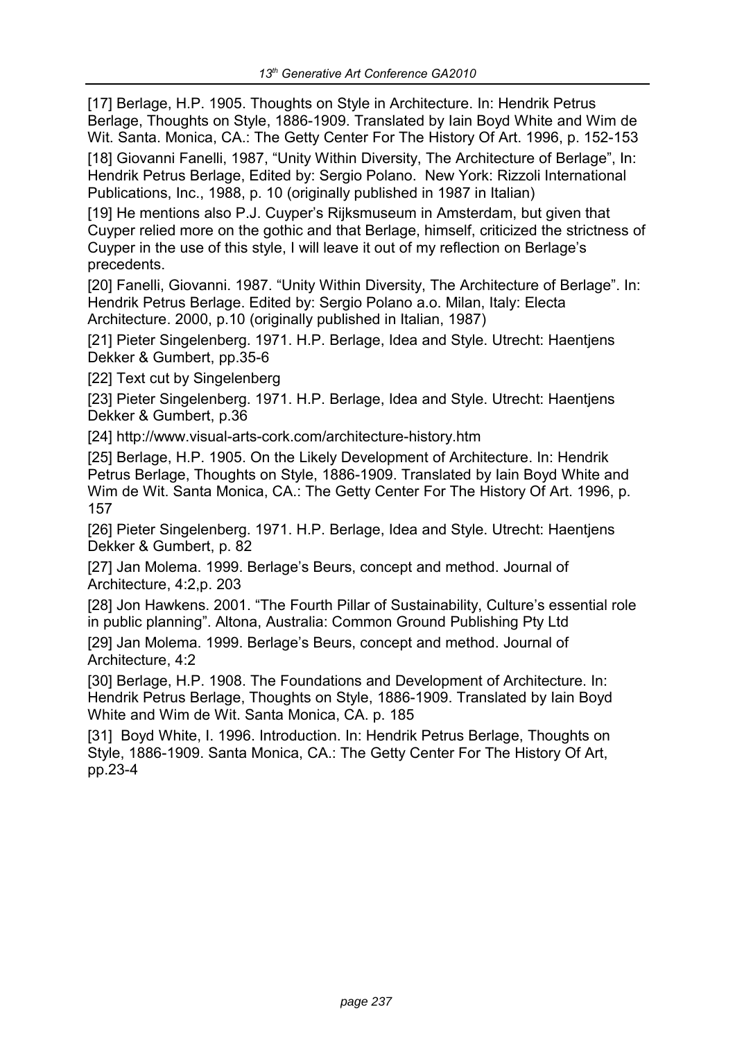[17] Berlage, H.P. 1905. Thoughts on Style in Architecture. In: Hendrik Petrus Berlage, Thoughts on Style, 1886-1909. Translated by Iain Boyd White and Wim de Wit. Santa. Monica, CA.: The Getty Center For The History Of Art. 1996, p. 152-153

[18] Giovanni Fanelli, 1987, "Unity Within Diversity, The Architecture of Berlage", In: Hendrik Petrus Berlage, Edited by: Sergio Polano. New York: Rizzoli International Publications, Inc., 1988, p. 10 (originally published in 1987 in Italian)

[19] He mentions also P.J. Cuyper's Rijksmuseum in Amsterdam, but given that Cuyper relied more on the gothic and that Berlage, himself, criticized the strictness of Cuyper in the use of this style, I will leave it out of my reflection on Berlage's precedents.

[20] Fanelli, Giovanni. 1987. "Unity Within Diversity, The Architecture of Berlage". In: Hendrik Petrus Berlage. Edited by: Sergio Polano a.o. Milan, Italy: Electa Architecture. 2000, p.10 (originally published in Italian, 1987)

[21] Pieter Singelenberg. 1971. H.P. Berlage, Idea and Style. Utrecht: Haentjens Dekker & Gumbert, pp.35-6

[22] Text cut by Singelenberg

[23] Pieter Singelenberg. 1971. H.P. Berlage, Idea and Style. Utrecht: Haentjens Dekker & Gumbert, p.36

[24] http://www.visual-arts-cork.com/architecture-history.htm

[25] Berlage, H.P. 1905. On the Likely Development of Architecture. In: Hendrik Petrus Berlage, Thoughts on Style, 1886-1909. Translated by Iain Boyd White and Wim de Wit. Santa Monica, CA.: The Getty Center For The History Of Art. 1996, p. 157

[26] Pieter Singelenberg. 1971. H.P. Berlage, Idea and Style. Utrecht: Haentjens Dekker & Gumbert, p. 82

[27] Jan Molema. 1999. Berlage's Beurs, concept and method. Journal of Architecture, 4:2,p. 203

[28] Jon Hawkens. 2001. "The Fourth Pillar of Sustainability, Culture's essential role in public planning". Altona, Australia: Common Ground Publishing Pty Ltd

[29] Jan Molema. 1999. Berlage's Beurs, concept and method. Journal of Architecture, 4:2

[30] Berlage, H.P. 1908. The Foundations and Development of Architecture. In: Hendrik Petrus Berlage, Thoughts on Style, 1886-1909. Translated by Iain Boyd White and Wim de Wit. Santa Monica, CA. p. 185

[31] Boyd White, I. 1996. Introduction. In: Hendrik Petrus Berlage, Thoughts on Style, 1886-1909. Santa Monica, CA.: The Getty Center For The History Of Art, pp.23-4